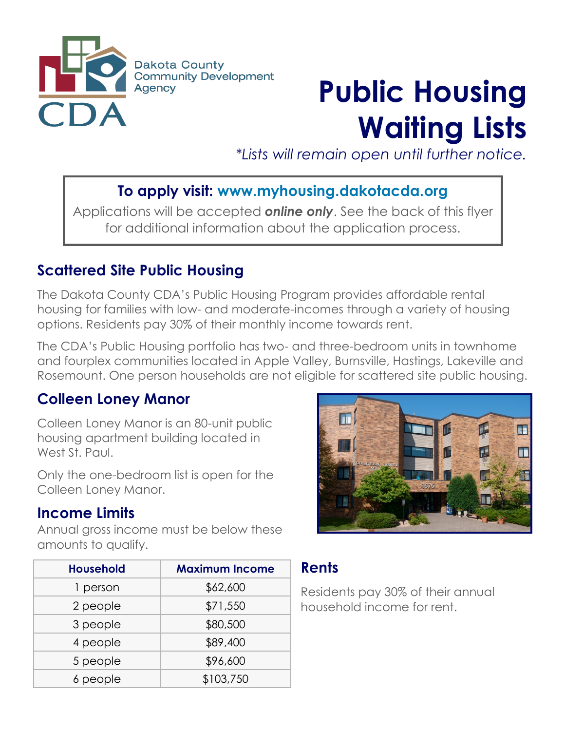Dakota County Community Development Agency

CDA

# Public Housing Waiting Lists

*\*Lists will remain open until further notice.*

**To apply visit: www.myhousing.dakotacda.org**

Applications will be accepted ***online only***. See the back of this flyer for additional information about the application process.

## Scattered Site Public Housing

The Dakota County CDA's Public Housing Program provides affordable rental housing for families with low- and moderate-incomes through a variety of housing options. Residents pay 30% of their monthly income towards rent.

The CDA's Public Housing portfolio has two- and three-bedroom units in townhome and fourplex communities located in Apple Valley, Burnsville, Hastings, Lakeville and Rosemount. One person households are not eligible for scattered site public housing.

## Colleen Loney Manor

Colleen Loney Manor is an 80-unit public housing apartment building located in West St. Paul.

Only the one-bedroom list is open for the Colleen Loney Manor.

## Income Limits

Annual gross income must be below these amounts to qualify.

| Household | Maximum Income |
|---|---|
| 1 person | $62,600 |
| 2 people | $71,550 |
| 3 people | $80,500 |
| 4 people | $89,400 |
| 5 people | $96,600 |
| 6 people | $103,750 |

## Rents

Residents pay 30% of their annual household income for rent.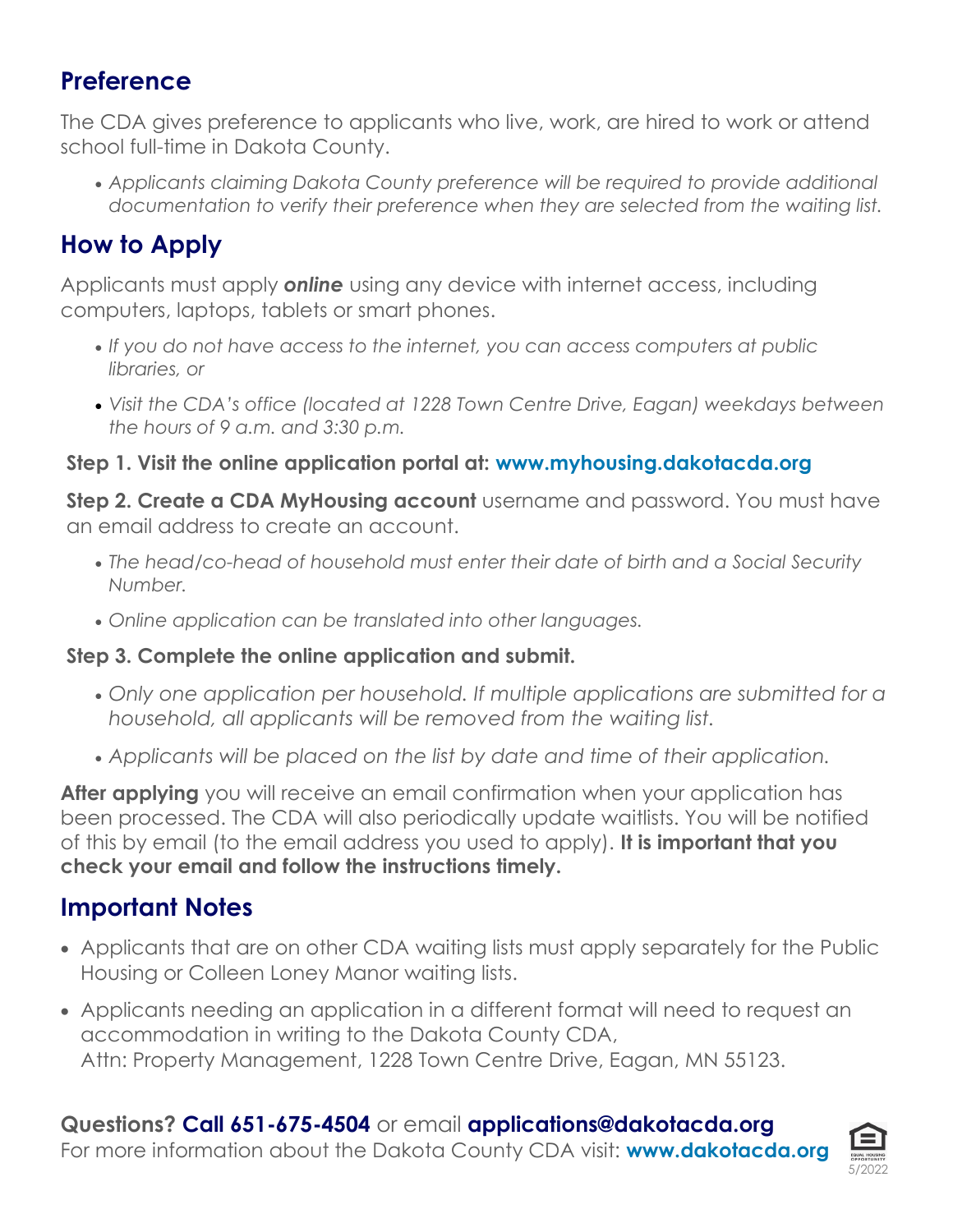## Preference

The CDA gives preference to applicants who live, work, are hired to work or attend school full-time in Dakota County.

- *Applicants claiming Dakota County preference will be required to provide additional documentation to verify their preference when they are selected from the waiting list.*

## How to Apply

Applicants must apply ***online*** using any device with internet access, including computers, laptops, tablets or smart phones.

- *If you do not have access to the internet, you can access computers at public libraries, or*
- *Visit the CDA's office (located at 1228 Town Centre Drive, Eagan) weekdays between the hours of 9 a.m. and 3:30 p.m.*

**Step 1. Visit the online application portal at: www.myhousing.dakotacda.org**

**Step 2. Create a CDA MyHousing account** username and password. You must have an email address to create an account.

- *The head/co-head of household must enter their date of birth and a Social Security Number.*
- *Online application can be translated into other languages.*

**Step 3. Complete the online application and submit.**

- *Only one application per household. If multiple applications are submitted for a household, all applicants will be removed from the waiting list.*
- *Applicants will be placed on the list by date and time of their application.*

**After applying** you will receive an email confirmation when your application has been processed. The CDA will also periodically update waitlists. You will be notified of this by email (to the email address you used to apply). **It is important that you check your email and follow the instructions timely.**

## Important Notes

- Applicants that are on other CDA waiting lists must apply separately for the Public Housing or Colleen Loney Manor waiting lists.
- Applicants needing an application in a different format will need to request an accommodation in writing to the Dakota County CDA, Attn: Property Management, 1228 Town Centre Drive, Eagan, MN 55123.

**Questions? Call 651-675-4504** or email **applications@dakotacda.org**
For more information about the Dakota County CDA visit: **www.dakotacda.org**

5/2022